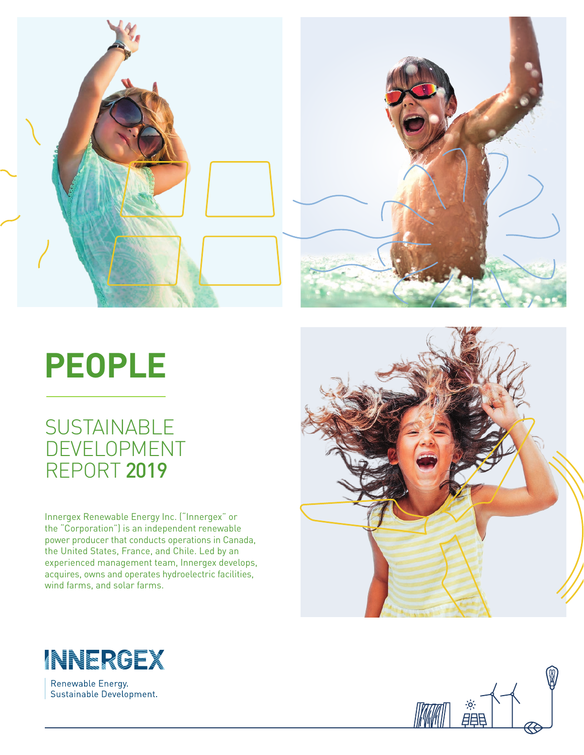# PEOPLE

## SUSTAINABLE DEVELOPMENT REPORT 2019

Innergex Renewable Energy Inc. ("Innergex" or the "Corporation") is an independent renewable power producer that conducts operations in Canada, the United States, France, and Chile. Led by an experienced management team, Innergex develops, acquires, owns and operates hydroelectric facilities, wind farms, and solar farms.

INNERGEX

Renewable Energy.
Sustainable Development.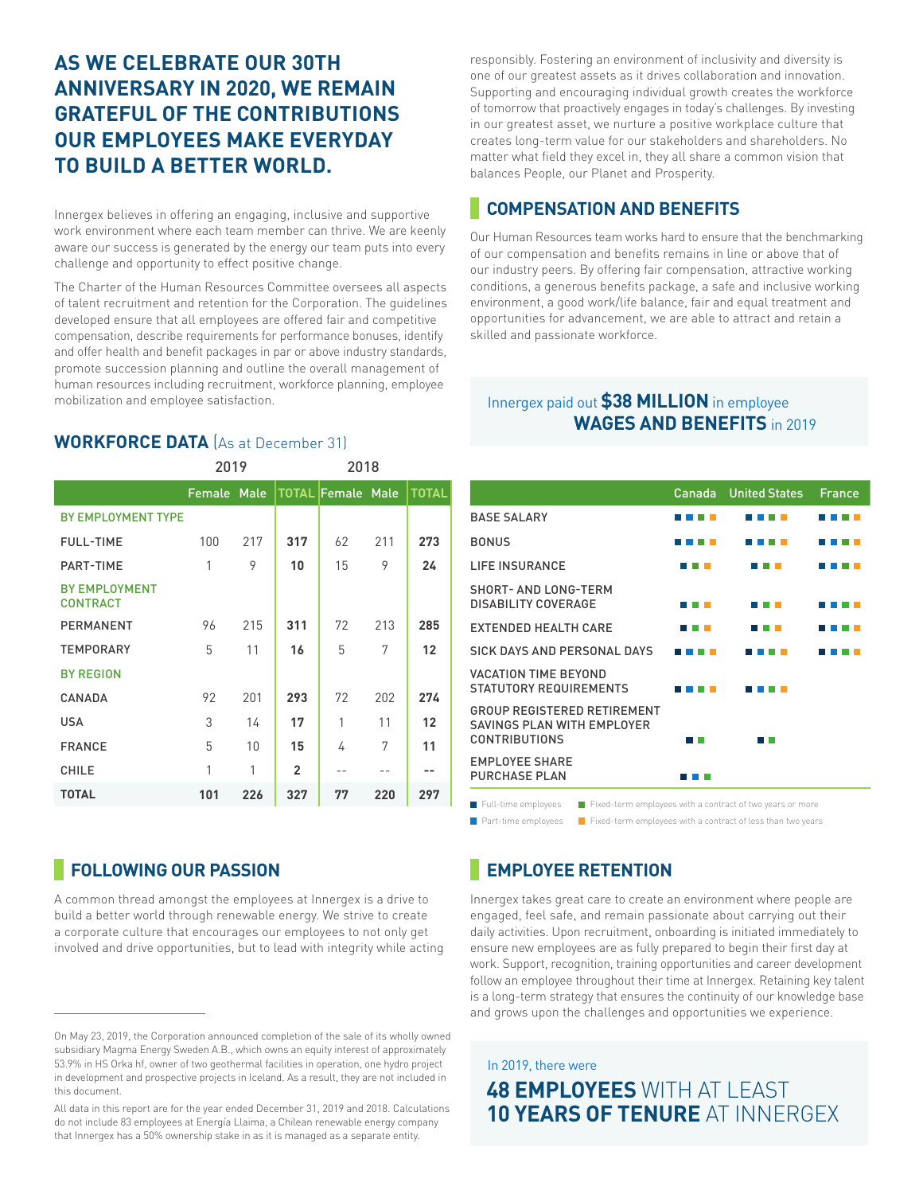# AS WE CELEBRATE OUR 30TH ANNIVERSARY IN 2020, WE REMAIN GRATEFUL OF THE CONTRIBUTIONS OUR EMPLOYEES MAKE EVERYDAY TO BUILD A BETTER WORLD.

Innergex believes in offering an engaging, inclusive and supportive work environment where each team member can thrive. We are keenly aware our success is generated by the energy our team puts into every challenge and opportunity to effect positive change.

The Charter of the Human Resources Committee oversees all aspects of talent recruitment and retention for the Corporation. The guidelines developed ensure that all employees are offered fair and competitive compensation, describe requirements for performance bonuses, identify and offer health and benefit packages in par or above industry standards, promote succession planning and outline the overall management of human resources including recruitment, workforce planning, employee mobilization and employee satisfaction.

## WORKFORCE DATA (As at December 31)

| | 2019 | | | 2018 | | |
|---|---|---|---|---|---|---|
| | Female | Male | TOTAL | Female | Male | TOTAL |
| **BY EMPLOYMENT TYPE** | | | | | | |
| FULL-TIME | 100 | 217 | **317** | 62 | 211 | **273** |
| PART-TIME | 1 | 9 | **10** | 15 | 9 | **24** |
| **BY EMPLOYMENT CONTRACT** | | | | | | |
| PERMANENT | 96 | 215 | **311** | 72 | 213 | **285** |
| TEMPORARY | 5 | 11 | **16** | 5 | 7 | **12** |
| **BY REGION** | | | | | | |
| CANADA | 92 | 201 | **293** | 72 | 202 | **274** |
| USA | 3 | 14 | **17** | 1 | 11 | **12** |
| FRANCE | 5 | 10 | **15** | 4 | 7 | **11** |
| CHILE | 1 | 1 | **2** | -- | -- | **--** |
| **TOTAL** | **101** | **226** | **327** | **77** | **220** | **297** |

## FOLLOWING OUR PASSION

A common thread amongst the employees at Innergex is a drive to build a better world through renewable energy. We strive to create a corporate culture that encourages our employees to not only get involved and drive opportunities, but to lead with integrity while acting responsibly. Fostering an environment of inclusivity and diversity is one of our greatest assets as it drives collaboration and innovation. Supporting and encouraging individual growth creates the workforce of tomorrow that proactively engages in today's challenges. By investing in our greatest asset, we nurture a positive workplace culture that creates long-term value for our stakeholders and shareholders. No matter what field they excel in, they all share a common vision that balances People, our Planet and Prosperity.

## COMPENSATION AND BENEFITS

Our Human Resources team works hard to ensure that the benchmarking of our compensation and benefits remains in line or above that of our industry peers. By offering fair compensation, attractive working conditions, a generous benefits package, a safe and inclusive working environment, a good work/life balance, fair and equal treatment and opportunities for advancement, we are able to attract and retain a skilled and passionate workforce.

Innergex paid out **$38 MILLION** in employee **WAGES AND BENEFITS** in 2019

| | Canada | United States | France |
|---|---|---|---|
| BASE SALARY | FT, PT, FT2+, FT<2 | FT, PT, FT2+, FT<2 | FT, PT, FT2+, FT<2 |
| BONUS | FT, PT, FT2+, FT<2 | FT, PT, FT2+, FT<2 | FT, PT, FT2+, FT<2 |
| LIFE INSURANCE | FT, FT2+, FT<2 | FT, FT2+, FT<2 | FT, PT, FT2+, FT<2 |
| SHORT- AND LONG-TERM DISABILITY COVERAGE | FT, FT2+, FT<2 | FT, FT2+, FT<2 | FT, PT, FT2+, FT<2 |
| EXTENDED HEALTH CARE | FT, FT2+, FT<2 | FT, FT2+, FT<2 | FT, PT, FT2+, FT<2 |
| SICK DAYS AND PERSONAL DAYS | FT, PT, FT2+, FT<2 | FT, PT, FT2+, FT<2 | FT, PT, FT2+, FT<2 |
| VACATION TIME BEYOND STATUTORY REQUIREMENTS | FT, PT, FT2+, FT<2 | FT, PT, FT2+, FT<2 | |
| GROUP REGISTERED RETIREMENT SAVINGS PLAN WITH EMPLOYER CONTRIBUTIONS | FT, FT2+ | FT, FT2+ | |
| EMPLOYEE SHARE PURCHASE PLAN | FT, PT, FT2+ | | |

FT = Full-time employees; PT = Part-time employees; FT2+ = Fixed-term employees with a contract of two years or more; FT<2 = Fixed-term employees with a contract of less than two years

## EMPLOYEE RETENTION

Innergex takes great care to create an environment where people are engaged, feel safe, and remain passionate about carrying out their daily activities. Upon recruitment, onboarding is initiated immediately to ensure new employees are as fully prepared to begin their first day at work. Support, recognition, training opportunities and career development follow an employee throughout their time at Innergex. Retaining key talent is a long-term strategy that ensures the continuity of our knowledge base and grows upon the challenges and opportunities we experience.

In 2019, there were

**48 EMPLOYEES** WITH AT LEAST **10 YEARS OF TENURE** AT INNERGEX

---

On May 23, 2019, the Corporation announced completion of the sale of its wholly owned subsidiary Magma Energy Sweden A.B., which owns an equity interest of approximately 53.9% in HS Orka hf, owner of two geothermal facilities in operation, one hydro project in development and prospective projects in Iceland. As a result, they are not included in this document.

All data in this report are for the year ended December 31, 2019 and 2018. Calculations do not include 83 employees at Energía Llaima, a Chilean renewable energy company that Innergex has a 50% ownership stake in as it is managed as a separate entity.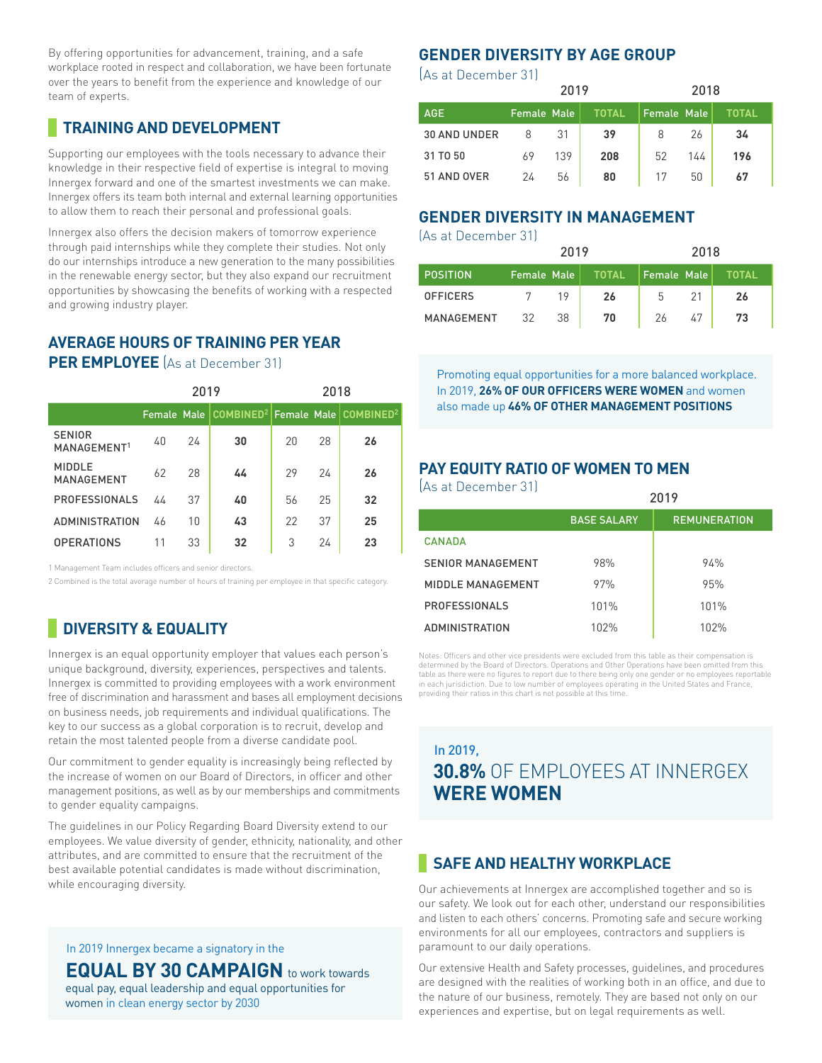By offering opportunities for advancement, training, and a safe workplace rooted in respect and collaboration, we have been fortunate over the years to benefit from the experience and knowledge of our team of experts.

## TRAINING AND DEVELOPMENT

Supporting our employees with the tools necessary to advance their knowledge in their respective field of expertise is integral to moving Innergex forward and one of the smartest investments we can make. Innergex offers its team both internal and external learning opportunities to allow them to reach their personal and professional goals.

Innergex also offers the decision makers of tomorrow experience through paid internships while they complete their studies. Not only do our internships introduce a new generation to the many possibilities in the renewable energy sector, but they also expand our recruitment opportunities by showcasing the benefits of working with a respected and growing industry player.

### AVERAGE HOURS OF TRAINING PER YEAR PER EMPLOYEE (As at December 31)

| | 2019 | | | 2018 | | |
|---|---|---|---|---|---|---|
| | Female | Male | COMBINED[2] | Female | Male | COMBINED[2] |
| SENIOR MANAGEMENT[1] | 40 | 24 | **30** | 20 | 28 | **26** |
| MIDDLE MANAGEMENT | 62 | 28 | **44** | 29 | 24 | **26** |
| PROFESSIONALS | 44 | 37 | **40** | 56 | 25 | **32** |
| ADMINISTRATION | 46 | 10 | **43** | 22 | 37 | **25** |
| OPERATIONS | 11 | 33 | **32** | 3 | 24 | **23** |

1 Management Team includes officers and senior directors.

2 Combined is the total average number of hours of training per employee in that specific category.

## DIVERSITY & EQUALITY

Innergex is an equal opportunity employer that values each person's unique background, diversity, experiences, perspectives and talents. Innergex is committed to providing employees with a work environment free of discrimination and harassment and bases all employment decisions on business needs, job requirements and individual qualifications. The key to our success as a global corporation is to recruit, develop and retain the most talented people from a diverse candidate pool.

Our commitment to gender equality is increasingly being reflected by the increase of women on our Board of Directors, in officer and other management positions, as well as by our memberships and commitments to gender equality campaigns.

The guidelines in our Policy Regarding Board Diversity extend to our employees. We value diversity of gender, ethnicity, nationality, and other attributes, and are committed to ensure that the recruitment of the best available potential candidates is made without discrimination, while encouraging diversity.

In 2019 Innergex became a signatory in the **EQUAL BY 30 CAMPAIGN** to work towards equal pay, equal leadership and equal opportunities for women in clean energy sector by 2030

### GENDER DIVERSITY BY AGE GROUP

(As at December 31)

| | 2019 | | | 2018 | | |
|---|---|---|---|---|---|---|
| AGE | Female | Male | TOTAL | Female | Male | TOTAL |
| 30 AND UNDER | 8 | 31 | **39** | 8 | 26 | **34** |
| 31 TO 50 | 69 | 139 | **208** | 52 | 144 | **196** |
| 51 AND OVER | 24 | 56 | **80** | 17 | 50 | **67** |

### GENDER DIVERSITY IN MANAGEMENT

(As at December 31)

| | 2019 | | | 2018 | | |
|---|---|---|---|---|---|---|
| POSITION | Female | Male | TOTAL | Female | Male | TOTAL |
| OFFICERS | 7 | 19 | **26** | 5 | 21 | **26** |
| MANAGEMENT | 32 | 38 | **70** | 26 | 47 | **73** |

Promoting equal opportunities for a more balanced workplace. In 2019, **26% OF OUR OFFICERS WERE WOMEN** and women also made up **46% OF OTHER MANAGEMENT POSITIONS**

### PAY EQUITY RATIO OF WOMEN TO MEN

(As at December 31)

| | 2019 | |
|---|---|---|
| | BASE SALARY | REMUNERATION |
| CANADA | | |
| SENIOR MANAGEMENT | 98% | 94% |
| MIDDLE MANAGEMENT | 97% | 95% |
| PROFESSIONALS | 101% | 101% |
| ADMINISTRATION | 102% | 102% |

Notes: Officers and other vice presidents were excluded from this table as their compensation is determined by the Board of Directors. Operations and Other Operations have been omitted from this table as there were no figures to report due to there being only one gender or no employees reportable in each jurisdiction. Due to low number of employees operating in the United States and France, providing their ratios in this chart is not possible at this time.

In 2019, **30.8%** OF EMPLOYEES AT INNERGEX **WERE WOMEN**

## SAFE AND HEALTHY WORKPLACE

Our achievements at Innergex are accomplished together and so is our safety. We look out for each other, understand our responsibilities and listen to each others' concerns. Promoting safe and secure working environments for all our employees, contractors and suppliers is paramount to our daily operations.

Our extensive Health and Safety processes, guidelines, and procedures are designed with the realities of working both in an office, and due to the nature of our business, remotely. They are based not only on our experiences and expertise, but on legal requirements as well.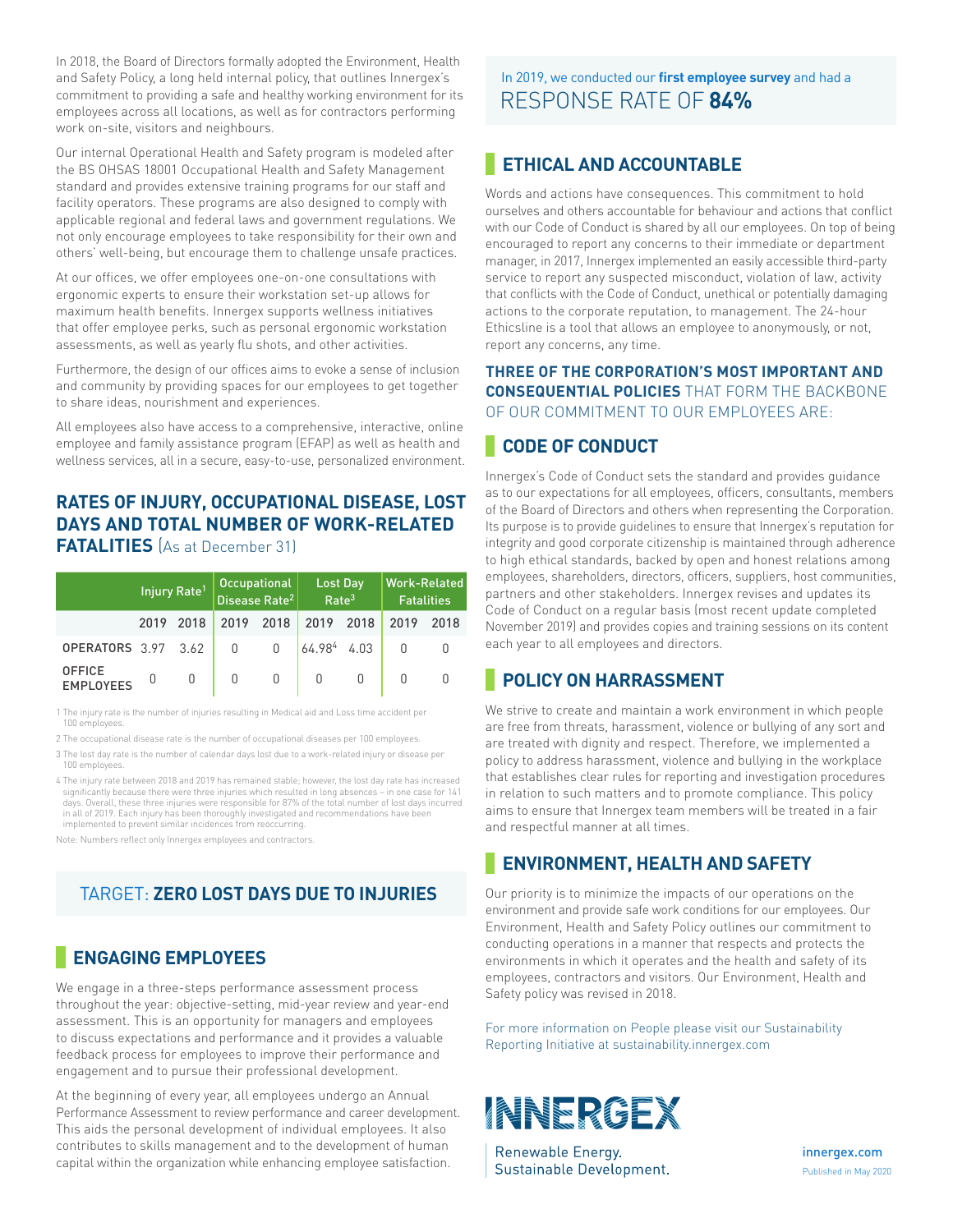In 2018, the Board of Directors formally adopted the Environment, Health and Safety Policy, a long held internal policy, that outlines Innergex's commitment to providing a safe and healthy working environment for its employees across all locations, as well as for contractors performing work on-site, visitors and neighbours.

Our internal Operational Health and Safety program is modeled after the BS OHSAS 18001 Occupational Health and Safety Management standard and provides extensive training programs for our staff and facility operators. These programs are also designed to comply with applicable regional and federal laws and government regulations. We not only encourage employees to take responsibility for their own and others' well-being, but encourage them to challenge unsafe practices.

At our offices, we offer employees one-on-one consultations with ergonomic experts to ensure their workstation set-up allows for maximum health benefits. Innergex supports wellness initiatives that offer employee perks, such as personal ergonomic workstation assessments, as well as yearly flu shots, and other activities.

Furthermore, the design of our offices aims to evoke a sense of inclusion and community by providing spaces for our employees to get together to share ideas, nourishment and experiences.

All employees also have access to a comprehensive, interactive, online employee and family assistance program (EFAP) as well as health and wellness services, all in a secure, easy-to-use, personalized environment.

## RATES OF INJURY, OCCUPATIONAL DISEASE, LOST DAYS AND TOTAL NUMBER OF WORK-RELATED FATALITIES (As at December 31)

| | Injury Rate[1] | | Occupational Disease Rate[2] | | Lost Day Rate[3] | | Work-Related Fatalities | |
|---|---|---|---|---|---|---|---|---|
| | 2019 | 2018 | 2019 | 2018 | 2019 | 2018 | 2019 | 2018 |
| OPERATORS | 3.97 | 3.62 | 0 | 0 | 64.98[4] | 4.03 | 0 | 0 |
| OFFICE EMPLOYEES | 0 | 0 | 0 | 0 | 0 | 0 | 0 | 0 |

1 The injury rate is the number of injuries resulting in Medical aid and Loss time accident per 100 employees.

2 The occupational disease rate is the number of occupational diseases per 100 employees.

3 The lost day rate is the number of calendar days lost due to a work-related injury or disease per 100 employees.

4 The injury rate between 2018 and 2019 has remained stable; however, the lost day rate has increased significantly because there were three injuries which resulted in long absences – in one case for 141 days. Overall, these three injuries were responsible for 87% of the total number of lost days incurred in all of 2019. Each injury has been thoroughly investigated and recommendations have been implemented to prevent similar incidences from reoccurring.

Note: Numbers reflect only Innergex employees and contractors.

### TARGET: **ZERO LOST DAYS DUE TO INJURIES**

## ENGAGING EMPLOYEES

We engage in a three-steps performance assessment process throughout the year: objective-setting, mid-year review and year-end assessment. This is an opportunity for managers and employees to discuss expectations and performance and it provides a valuable feedback process for employees to improve their performance and engagement and to pursue their professional development.

At the beginning of every year, all employees undergo an Annual Performance Assessment to review performance and career development. This aids the personal development of individual employees. It also contributes to skills management and to the development of human capital within the organization while enhancing employee satisfaction.

In 2019, we conducted our **first employee survey** and had a RESPONSE RATE OF **84%**

## ETHICAL AND ACCOUNTABLE

Words and actions have consequences. This commitment to hold ourselves and others accountable for behaviour and actions that conflict with our Code of Conduct is shared by all our employees. On top of being encouraged to report any concerns to their immediate or department manager, in 2017, Innergex implemented an easily accessible third-party service to report any suspected misconduct, violation of law, activity that conflicts with the Code of Conduct, unethical or potentially damaging actions to the corporate reputation, to management. The 24-hour Ethicsline is a tool that allows an employee to anonymously, or not, report any concerns, any time.

**THREE OF THE CORPORATION'S MOST IMPORTANT AND CONSEQUENTIAL POLICIES** THAT FORM THE BACKBONE OF OUR COMMITMENT TO OUR EMPLOYEES ARE:

## CODE OF CONDUCT

Innergex's Code of Conduct sets the standard and provides guidance as to our expectations for all employees, officers, consultants, members of the Board of Directors and others when representing the Corporation. Its purpose is to provide guidelines to ensure that Innergex's reputation for integrity and good corporate citizenship is maintained through adherence to high ethical standards, backed by open and honest relations among employees, shareholders, directors, officers, suppliers, host communities, partners and other stakeholders. Innergex revises and updates its Code of Conduct on a regular basis (most recent update completed November 2019) and provides copies and training sessions on its content each year to all employees and directors.

## POLICY ON HARRASSMENT

We strive to create and maintain a work environment in which people are free from threats, harassment, violence or bullying of any sort and are treated with dignity and respect. Therefore, we implemented a policy to address harassment, violence and bullying in the workplace that establishes clear rules for reporting and investigation procedures in relation to such matters and to promote compliance. This policy aims to ensure that Innergex team members will be treated in a fair and respectful manner at all times.

## ENVIRONMENT, HEALTH AND SAFETY

Our priority is to minimize the impacts of our operations on the environment and provide safe work conditions for our employees. Our Environment, Health and Safety Policy outlines our commitment to conducting operations in a manner that respects and protects the environments in which it operates and the health and safety of its employees, contractors and visitors. Our Environment, Health and Safety policy was revised in 2018.

For more information on People please visit our Sustainability Reporting Initiative at sustainability.innergex.com

INNERGEX

Renewable Energy.
Sustainable Development.

innergex.com

Published in May 2020